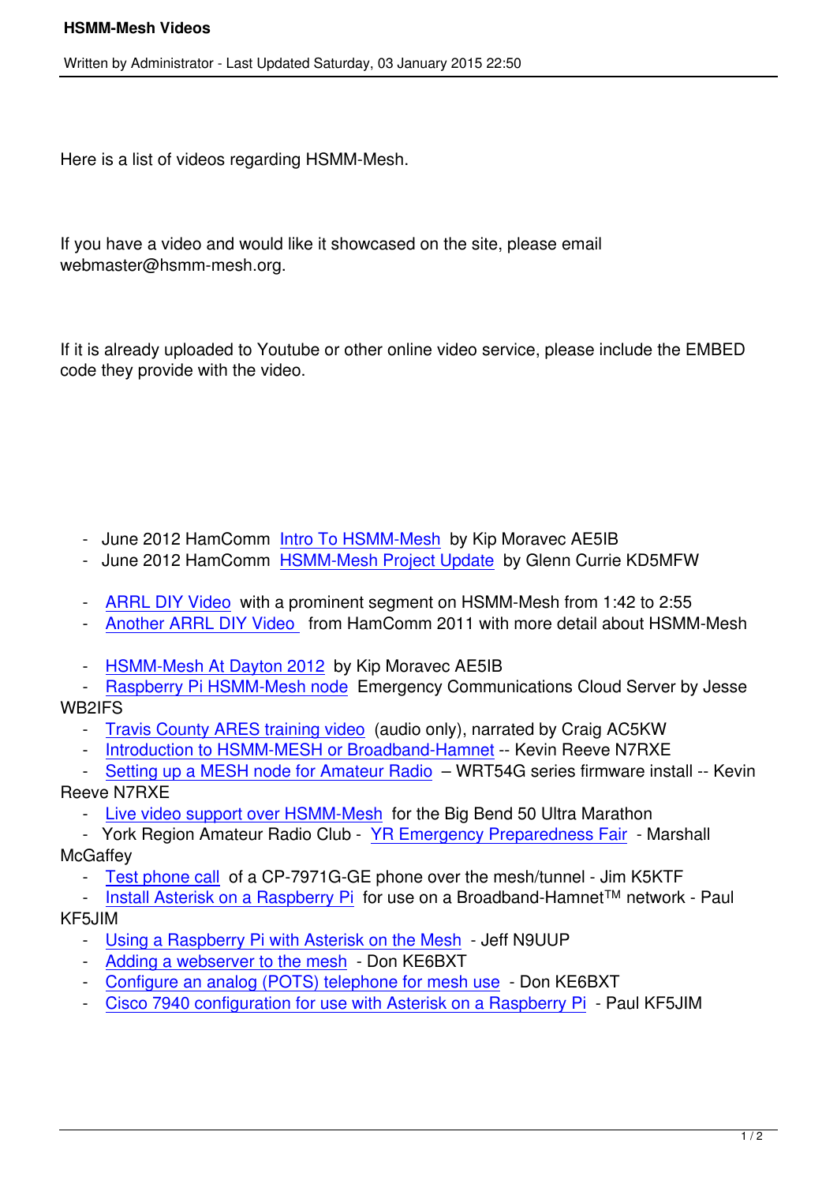Here is a list of videos regarding HSMM-Mesh.

If you have a video and would like it showcased on the site, please email webmaster@hsmm-mesh.org.

If it is already uploaded to Youtube or other online video service, please include the EMBED code they provide with the video.

- June 2012 HamComm Intro To HSMM-Mesh by Kip Moravec AE5IB
- June 2012 HamComm HSMM-Mesh Project Update by Glenn Currie KD5MFW

- ARRL DIY Video with a prominent segment on HSMM-Mesh from 1:42 to 2:55
- Another ARRL DIY Video from HamComm 2011 with more detail about HSMM-Mesh

- HSMM-Mesh At Dayton 2012 by Kip Moravec AE5IB
- Raspberry Pi HSMM-Mesh node Emergency Communications Cloud Server by Jesse WB2IFS
- Travis County ARES training video (audio only), narrated by Craig AC5KW
- Introduction to HSMM-MESH or Broadband-Hamnet -- Kevin Reeve N7RXE
- Setting up a MESH node for Amateur Radio – WRT54G series firmware install -- Kevin Reeve N7RXE
- Live video support over HSMM-Mesh for the Big Bend 50 Ultra Marathon
- York Region Amateur Radio Club - YR Emergency Preparedness Fair - Marshall McGaffey
- Test phone call of a CP-7971G-GE phone over the mesh/tunnel - Jim K5KTF
- Install Asterisk on a Raspberry Pi for use on a Broadband-Hamnet™ network - Paul KF5JIM
- Using a Raspberry Pi with Asterisk on the Mesh - Jeff N9UUP
- Adding a webserver to the mesh - Don KE6BXT
- Configure an analog (POTS) telephone for mesh use - Don KE6BXT
- Cisco 7940 configuration for use with Asterisk on a Raspberry Pi - Paul KF5JIM